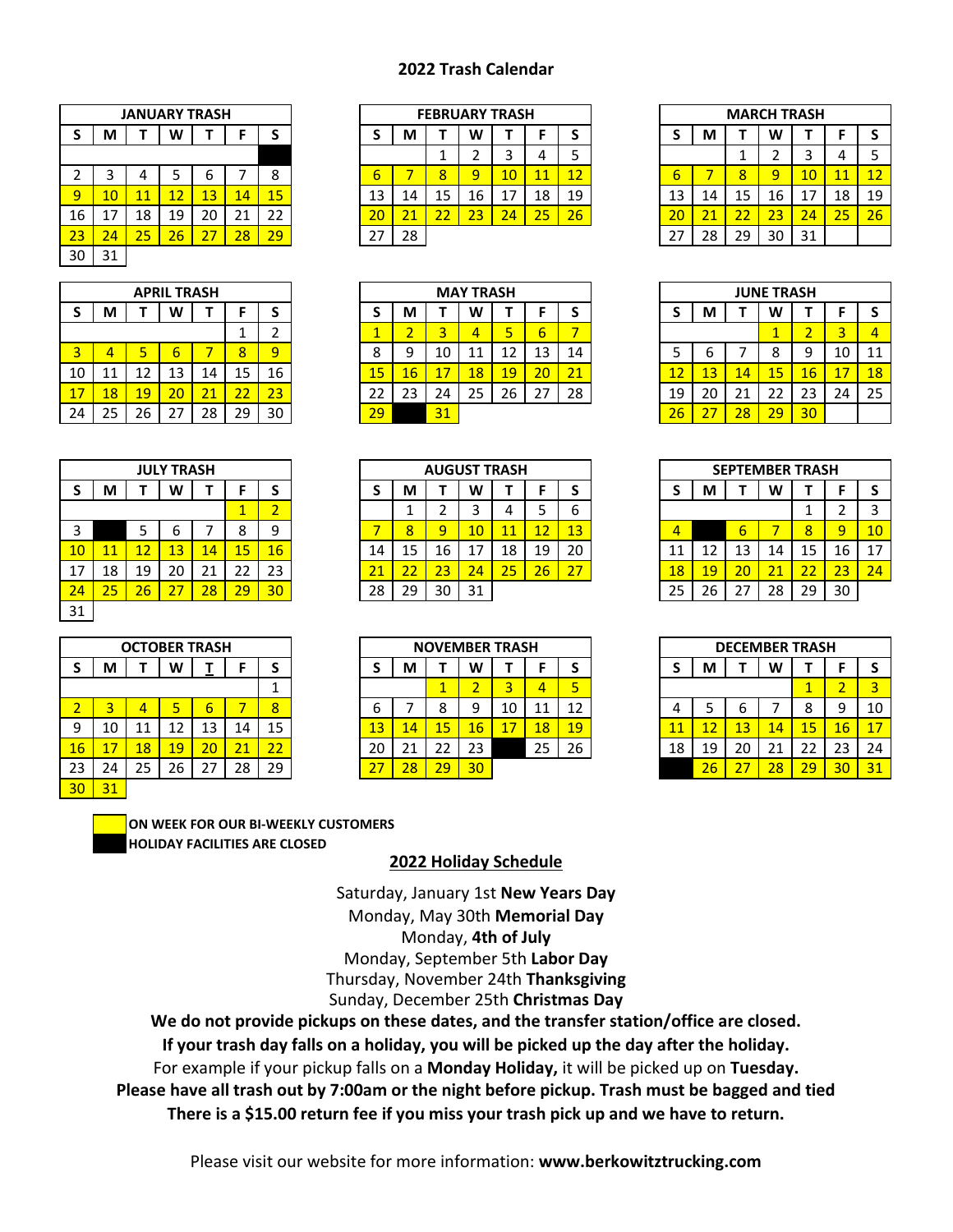# 2022 Trash Calendar

| JANUARY TRASH | | | | | | |
|---|---|---|---|---|---|---|
| S | M | T | W | T | F | S |
| | | | | | | |
| 2 | 3 | 4 | 5 | 6 | 7 | 8 |
| 9 | 10 | 11 | 12 | 13 | 14 | 15 |
| 16 | 17 | 18 | 19 | 20 | 21 | 22 |
| 23 | 24 | 25 | 26 | 27 | 28 | 29 |
| 30 | 31 | | | | | |

| FEBRUARY TRASH | | | | | | |
|---|---|---|---|---|---|---|
| S | M | T | W | T | F | S |
| | | 1 | 2 | 3 | 4 | 5 |
| 6 | 7 | 8 | 9 | 10 | 11 | 12 |
| 13 | 14 | 15 | 16 | 17 | 18 | 19 |
| 20 | 21 | 22 | 23 | 24 | 25 | 26 |
| 27 | 28 | | | | | |

| MARCH TRASH | | | | | | |
|---|---|---|---|---|---|---|
| S | M | T | W | T | F | S |
| | | 1 | 2 | 3 | 4 | 5 |
| 6 | 7 | 8 | 9 | 10 | 11 | 12 |
| 13 | 14 | 15 | 16 | 17 | 18 | 19 |
| 20 | 21 | 22 | 23 | 24 | 25 | 26 |
| 27 | 28 | 29 | 30 | 31 | | |

| APRIL TRASH | | | | | | |
|---|---|---|---|---|---|---|
| S | M | T | W | T | F | S |
| | | | | | 1 | 2 |
| 3 | 4 | 5 | 6 | 7 | 8 | 9 |
| 10 | 11 | 12 | 13 | 14 | 15 | 16 |
| 17 | 18 | 19 | 20 | 21 | 22 | 23 |
| 24 | 25 | 26 | 27 | 28 | 29 | 30 |

| MAY TRASH | | | | | | |
|---|---|---|---|---|---|---|
| S | M | T | W | T | F | S |
| 1 | 2 | 3 | 4 | 5 | 6 | 7 |
| 8 | 9 | 10 | 11 | 12 | 13 | 14 |
| 15 | 16 | 17 | 18 | 19 | 20 | 21 |
| 22 | 23 | 24 | 25 | 26 | 27 | 28 |
| 29 | | 31 | | | | |

| JUNE TRASH | | | | | | |
|---|---|---|---|---|---|---|
| S | M | T | W | T | F | S |
| | | | 1 | 2 | 3 | 4 |
| 5 | 6 | 7 | 8 | 9 | 10 | 11 |
| 12 | 13 | 14 | 15 | 16 | 17 | 18 |
| 19 | 20 | 21 | 22 | 23 | 24 | 25 |
| 26 | 27 | 28 | 29 | 30 | | |

| JULY TRASH | | | | | | |
|---|---|---|---|---|---|---|
| S | M | T | W | T | F | S |
| | | | | | 1 | 2 |
| 3 | | 5 | 6 | 7 | 8 | 9 |
| 10 | 11 | 12 | 13 | 14 | 15 | 16 |
| 17 | 18 | 19 | 20 | 21 | 22 | 23 |
| 24 | 25 | 26 | 27 | 28 | 29 | 30 |
| 31 | | | | | | |

| AUGUST TRASH | | | | | | |
|---|---|---|---|---|---|---|
| S | M | T | W | T | F | S |
| | 1 | 2 | 3 | 4 | 5 | 6 |
| 7 | 8 | 9 | 10 | 11 | 12 | 13 |
| 14 | 15 | 16 | 17 | 18 | 19 | 20 |
| 21 | 22 | 23 | 24 | 25 | 26 | 27 |
| 28 | 29 | 30 | 31 | | | |

| SEPTEMBER TRASH | | | | | | |
|---|---|---|---|---|---|---|
| S | M | T | W | T | F | S |
| | | | | 1 | 2 | 3 |
| 4 | | 6 | 7 | 8 | 9 | 10 |
| 11 | 12 | 13 | 14 | 15 | 16 | 17 |
| 18 | 19 | 20 | 21 | 22 | 23 | 24 |
| 25 | 26 | 27 | 28 | 29 | 30 | |

| OCTOBER TRASH | | | | | | |
|---|---|---|---|---|---|---|
| S | M | T | W | T | F | S |
| | | | | | | 1 |
| 2 | 3 | 4 | 5 | 6 | 7 | 8 |
| 9 | 10 | 11 | 12 | 13 | 14 | 15 |
| 16 | 17 | 18 | 19 | 20 | 21 | 22 |
| 23 | 24 | 25 | 26 | 27 | 28 | 29 |
| 30 | 31 | | | | | |

| NOVEMBER TRASH | | | | | | |
|---|---|---|---|---|---|---|
| S | M | T | W | T | F | S |
| | | 1 | 2 | 3 | 4 | 5 |
| 6 | 7 | 8 | 9 | 10 | 11 | 12 |
| 13 | 14 | 15 | 16 | 17 | 18 | 19 |
| 20 | 21 | 22 | 23 | | 25 | 26 |
| 27 | 28 | 29 | 30 | | | |

| DECEMBER TRASH | | | | | | |
|---|---|---|---|---|---|---|
| S | M | T | W | T | F | S |
| | | | | 1 | 2 | 3 |
| 4 | 5 | 6 | 7 | 8 | 9 | 10 |
| 11 | 12 | 13 | 14 | 15 | 16 | 17 |
| 18 | 19 | 20 | 21 | 22 | 23 | 24 |
| | 26 | 27 | 28 | 29 | 30 | 31 |

**ON WEEK FOR OUR BI-WEEKLY CUSTOMERS**
**HOLIDAY FACILITIES ARE CLOSED**

## 2022 Holiday Schedule

Saturday, January 1st **New Years Day**
Monday, May 30th **Memorial Day**
Monday, **4th of July**
Monday, September 5th **Labor Day**
Thursday, November 24th **Thanksgiving**
Sunday, December 25th **Christmas Day**

**We do not provide pickups on these dates, and the transfer station/office are closed.**
**If your trash day falls on a holiday, you will be picked up the day after the holiday.**
For example if your pickup falls on a **Monday Holiday,** it will be picked up on **Tuesday.**
**Please have all trash out by 7:00am or the night before pickup. Trash must be bagged and tied**
**There is a $15.00 return fee if you miss your trash pick up and we have to return.**

Please visit our website for more information: **www.berkowitztrucking.com**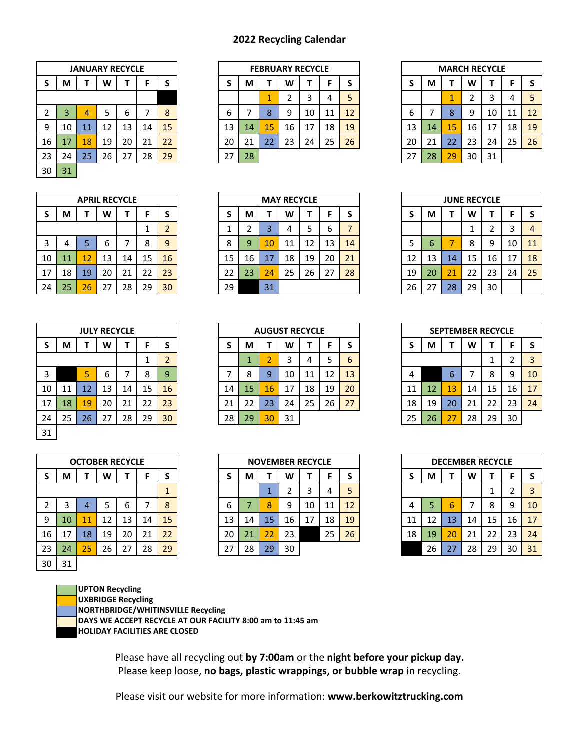# 2022 Recycling Calendar

| JANUARY RECYCLE | | | | | | |
|---|---|---|---|---|---|---|
| S | M | T | W | T | F | S |
| | | | | | | |
| 2 | 3 | 4 | 5 | 6 | 7 | 8 |
| 9 | 10 | 11 | 12 | 13 | 14 | 15 |
| 16 | 17 | 18 | 19 | 20 | 21 | 22 |
| 23 | 24 | 25 | 26 | 27 | 28 | 29 |
| 30 | 31 | | | | | |

| FEBRUARY RECYCLE | | | | | | |
|---|---|---|---|---|---|---|
| S | M | T | W | T | F | S |
| | | 1 | 2 | 3 | 4 | 5 |
| 6 | 7 | 8 | 9 | 10 | 11 | 12 |
| 13 | 14 | 15 | 16 | 17 | 18 | 19 |
| 20 | 21 | 22 | 23 | 24 | 25 | 26 |
| 27 | 28 | | | | | |

| MARCH RECYCLE | | | | | | |
|---|---|---|---|---|---|---|
| S | M | T | W | T | F | S |
| | | 1 | 2 | 3 | 4 | 5 |
| 6 | 7 | 8 | 9 | 10 | 11 | 12 |
| 13 | 14 | 15 | 16 | 17 | 18 | 19 |
| 20 | 21 | 22 | 23 | 24 | 25 | 26 |
| 27 | 28 | 29 | 30 | 31 | | |

| APRIL RECYCLE | | | | | | |
|---|---|---|---|---|---|---|
| S | M | T | W | T | F | S |
| | | | | | 1 | 2 |
| 3 | 4 | 5 | 6 | 7 | 8 | 9 |
| 10 | 11 | 12 | 13 | 14 | 15 | 16 |
| 17 | 18 | 19 | 20 | 21 | 22 | 23 |
| 24 | 25 | 26 | 27 | 28 | 29 | 30 |

| MAY RECYCLE | | | | | | |
|---|---|---|---|---|---|---|
| S | M | T | W | T | F | S |
| 1 | 2 | 3 | 4 | 5 | 6 | 7 |
| 8 | 9 | 10 | 11 | 12 | 13 | 14 |
| 15 | 16 | 17 | 18 | 19 | 20 | 21 |
| 22 | 23 | 24 | 25 | 26 | 27 | 28 |
| 29 | | 31 | | | | |

| JUNE RECYCLE | | | | | | |
|---|---|---|---|---|---|---|
| S | M | T | W | T | F | S |
| | | | 1 | 2 | 3 | 4 |
| 5 | 6 | 7 | 8 | 9 | 10 | 11 |
| 12 | 13 | 14 | 15 | 16 | 17 | 18 |
| 19 | 20 | 21 | 22 | 23 | 24 | 25 |
| 26 | 27 | 28 | 29 | 30 | | |

| JULY RECYCLE | | | | | | |
|---|---|---|---|---|---|---|
| S | M | T | W | T | F | S |
| | | | | | 1 | 2 |
| 3 | | 5 | 6 | 7 | 8 | 9 |
| 10 | 11 | 12 | 13 | 14 | 15 | 16 |
| 17 | 18 | 19 | 20 | 21 | 22 | 23 |
| 24 | 25 | 26 | 27 | 28 | 29 | 30 |
| 31 | | | | | | |

| AUGUST RECYCLE | | | | | | |
|---|---|---|---|---|---|---|
| S | M | T | W | T | F | S |
| | 1 | 2 | 3 | 4 | 5 | 6 |
| 7 | 8 | 9 | 10 | 11 | 12 | 13 |
| 14 | 15 | 16 | 17 | 18 | 19 | 20 |
| 21 | 22 | 23 | 24 | 25 | 26 | 27 |
| 28 | 29 | 30 | 31 | | | |

| SEPTEMBER RECYCLE | | | | | | |
|---|---|---|---|---|---|---|
| S | M | T | W | T | F | S |
| | | | | 1 | 2 | 3 |
| 4 | | 6 | 7 | 8 | 9 | 10 |
| 11 | 12 | 13 | 14 | 15 | 16 | 17 |
| 18 | 19 | 20 | 21 | 22 | 23 | 24 |
| 25 | 26 | 27 | 28 | 29 | 30 | |

| OCTOBER RECYCLE | | | | | | |
|---|---|---|---|---|---|---|
| S | M | T | W | T | F | S |
| | | | | | | 1 |
| 2 | 3 | 4 | 5 | 6 | 7 | 8 |
| 9 | 10 | 11 | 12 | 13 | 14 | 15 |
| 16 | 17 | 18 | 19 | 20 | 21 | 22 |
| 23 | 24 | 25 | 26 | 27 | 28 | 29 |
| 30 | 31 | | | | | |

| NOVEMBER RECYCLE | | | | | | |
|---|---|---|---|---|---|---|
| S | M | T | W | T | F | S |
| | | 1 | 2 | 3 | 4 | 5 |
| 6 | 7 | 8 | 9 | 10 | 11 | 12 |
| 13 | 14 | 15 | 16 | 17 | 18 | 19 |
| 20 | 21 | 22 | 23 | | 25 | 26 |
| 27 | 28 | 29 | 30 | | | |

| DECEMBER RECYCLE | | | | | | |
|---|---|---|---|---|---|---|
| S | M | T | W | T | F | S |
| | | | | 1 | 2 | 3 |
| 4 | 5 | 6 | 7 | 8 | 9 | 10 |
| 11 | 12 | 13 | 14 | 15 | 16 | 17 |
| 18 | 19 | 20 | 21 | 22 | 23 | 24 |
| | 26 | 27 | 28 | 29 | 30 | 31 |

**UPTON Recycling**
**UXBRIDGE Recycling**
**NORTHBRIDGE/WHITINSVILLE Recycling**
**DAYS WE ACCEPT RECYCLE AT OUR FACILITY 8:00 am to 11:45 am**
**HOLIDAY FACILITIES ARE CLOSED**

Please have all recycling out **by 7:00am** or the **night before your pickup day.**
Please keep loose, **no bags, plastic wrappings, or bubble wrap** in recycling.

Please visit our website for more information: **www.berkowitztrucking.com**